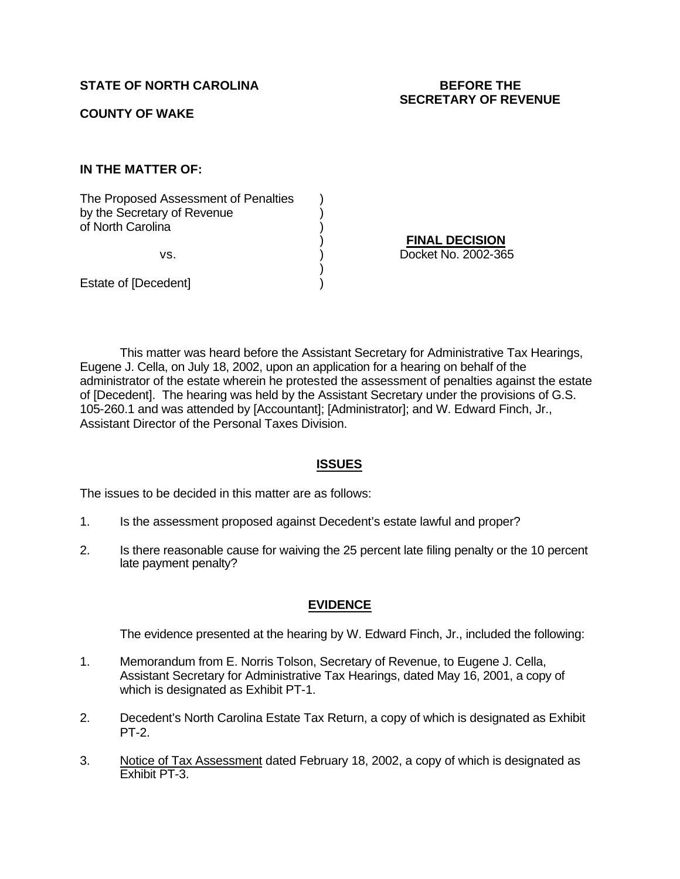**STATE OF NORTH CAROLINA** | **BEFORE THE SECRETARY OF REVENUE**

**COUNTY OF WAKE**

**IN THE MATTER OF:**

| | | |
|---|---|---|
| The Proposed Assessment of Penalties by the Secretary of Revenue of North Carolina | ) | |
| vs. | ) | **FINAL DECISION** Docket No. 2002-365 |
| Estate of [Decedent] | ) | |

This matter was heard before the Assistant Secretary for Administrative Tax Hearings, Eugene J. Cella, on July 18, 2002, upon an application for a hearing on behalf of the administrator of the estate wherein he protested the assessment of penalties against the estate of [Decedent]. The hearing was held by the Assistant Secretary under the provisions of G.S. 105-260.1 and was attended by [Accountant]; [Administrator]; and W. Edward Finch, Jr., Assistant Director of the Personal Taxes Division.

## ISSUES

The issues to be decided in this matter are as follows:

1. Is the assessment proposed against Decedent's estate lawful and proper?

2. Is there reasonable cause for waiving the 25 percent late filing penalty or the 10 percent late payment penalty?

## EVIDENCE

The evidence presented at the hearing by W. Edward Finch, Jr., included the following:

1. Memorandum from E. Norris Tolson, Secretary of Revenue, to Eugene J. Cella, Assistant Secretary for Administrative Tax Hearings, dated May 16, 2001, a copy of which is designated as Exhibit PT-1.

2. Decedent's North Carolina Estate Tax Return, a copy of which is designated as Exhibit PT-2.

3. Notice of Tax Assessment dated February 18, 2002, a copy of which is designated as Exhibit PT-3.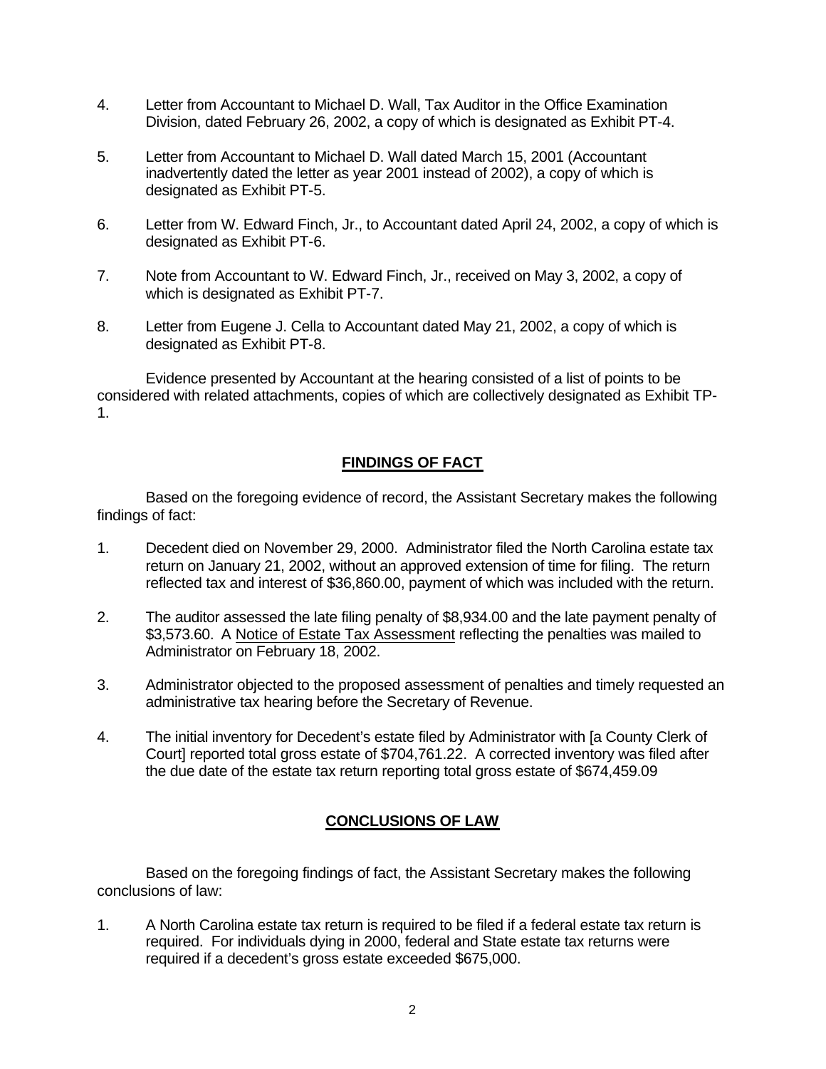4. Letter from Accountant to Michael D. Wall, Tax Auditor in the Office Examination Division, dated February 26, 2002, a copy of which is designated as Exhibit PT-4.

5. Letter from Accountant to Michael D. Wall dated March 15, 2001 (Accountant inadvertently dated the letter as year 2001 instead of 2002), a copy of which is designated as Exhibit PT-5.

6. Letter from W. Edward Finch, Jr., to Accountant dated April 24, 2002, a copy of which is designated as Exhibit PT-6.

7. Note from Accountant to W. Edward Finch, Jr., received on May 3, 2002, a copy of which is designated as Exhibit PT-7.

8. Letter from Eugene J. Cella to Accountant dated May 21, 2002, a copy of which is designated as Exhibit PT-8.

Evidence presented by Accountant at the hearing consisted of a list of points to be considered with related attachments, copies of which are collectively designated as Exhibit TP-1.

## FINDINGS OF FACT

Based on the foregoing evidence of record, the Assistant Secretary makes the following findings of fact:

1. Decedent died on November 29, 2000. Administrator filed the North Carolina estate tax return on January 21, 2002, without an approved extension of time for filing. The return reflected tax and interest of $36,860.00, payment of which was included with the return.

2. The auditor assessed the late filing penalty of $8,934.00 and the late payment penalty of $3,573.60. A Notice of Estate Tax Assessment reflecting the penalties was mailed to Administrator on February 18, 2002.

3. Administrator objected to the proposed assessment of penalties and timely requested an administrative tax hearing before the Secretary of Revenue.

4. The initial inventory for Decedent's estate filed by Administrator with [a County Clerk of Court] reported total gross estate of $704,761.22. A corrected inventory was filed after the due date of the estate tax return reporting total gross estate of $674,459.09

## CONCLUSIONS OF LAW

Based on the foregoing findings of fact, the Assistant Secretary makes the following conclusions of law:

1. A North Carolina estate tax return is required to be filed if a federal estate tax return is required. For individuals dying in 2000, federal and State estate tax returns were required if a decedent's gross estate exceeded $675,000.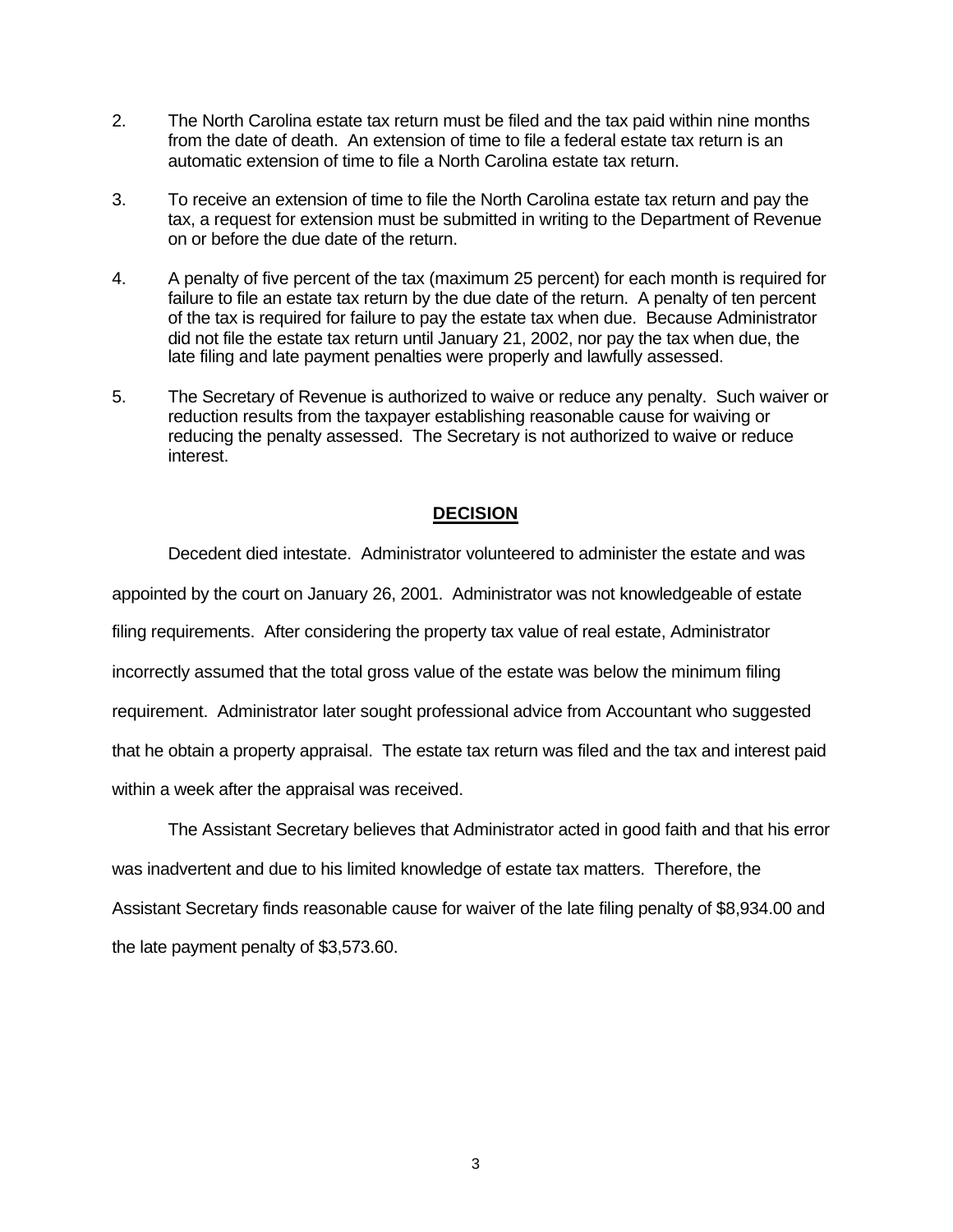2. The North Carolina estate tax return must be filed and the tax paid within nine months from the date of death. An extension of time to file a federal estate tax return is an automatic extension of time to file a North Carolina estate tax return.

3. To receive an extension of time to file the North Carolina estate tax return and pay the tax, a request for extension must be submitted in writing to the Department of Revenue on or before the due date of the return.

4. A penalty of five percent of the tax (maximum 25 percent) for each month is required for failure to file an estate tax return by the due date of the return. A penalty of ten percent of the tax is required for failure to pay the estate tax when due. Because Administrator did not file the estate tax return until January 21, 2002, nor pay the tax when due, the late filing and late payment penalties were properly and lawfully assessed.

5. The Secretary of Revenue is authorized to waive or reduce any penalty. Such waiver or reduction results from the taxpayer establishing reasonable cause for waiving or reducing the penalty assessed. The Secretary is not authorized to waive or reduce interest.

## **DECISION**

Decedent died intestate. Administrator volunteered to administer the estate and was appointed by the court on January 26, 2001. Administrator was not knowledgeable of estate filing requirements. After considering the property tax value of real estate, Administrator incorrectly assumed that the total gross value of the estate was below the minimum filing requirement. Administrator later sought professional advice from Accountant who suggested that he obtain a property appraisal. The estate tax return was filed and the tax and interest paid within a week after the appraisal was received.

The Assistant Secretary believes that Administrator acted in good faith and that his error was inadvertent and due to his limited knowledge of estate tax matters. Therefore, the Assistant Secretary finds reasonable cause for waiver of the late filing penalty of $8,934.00 and the late payment penalty of $3,573.60.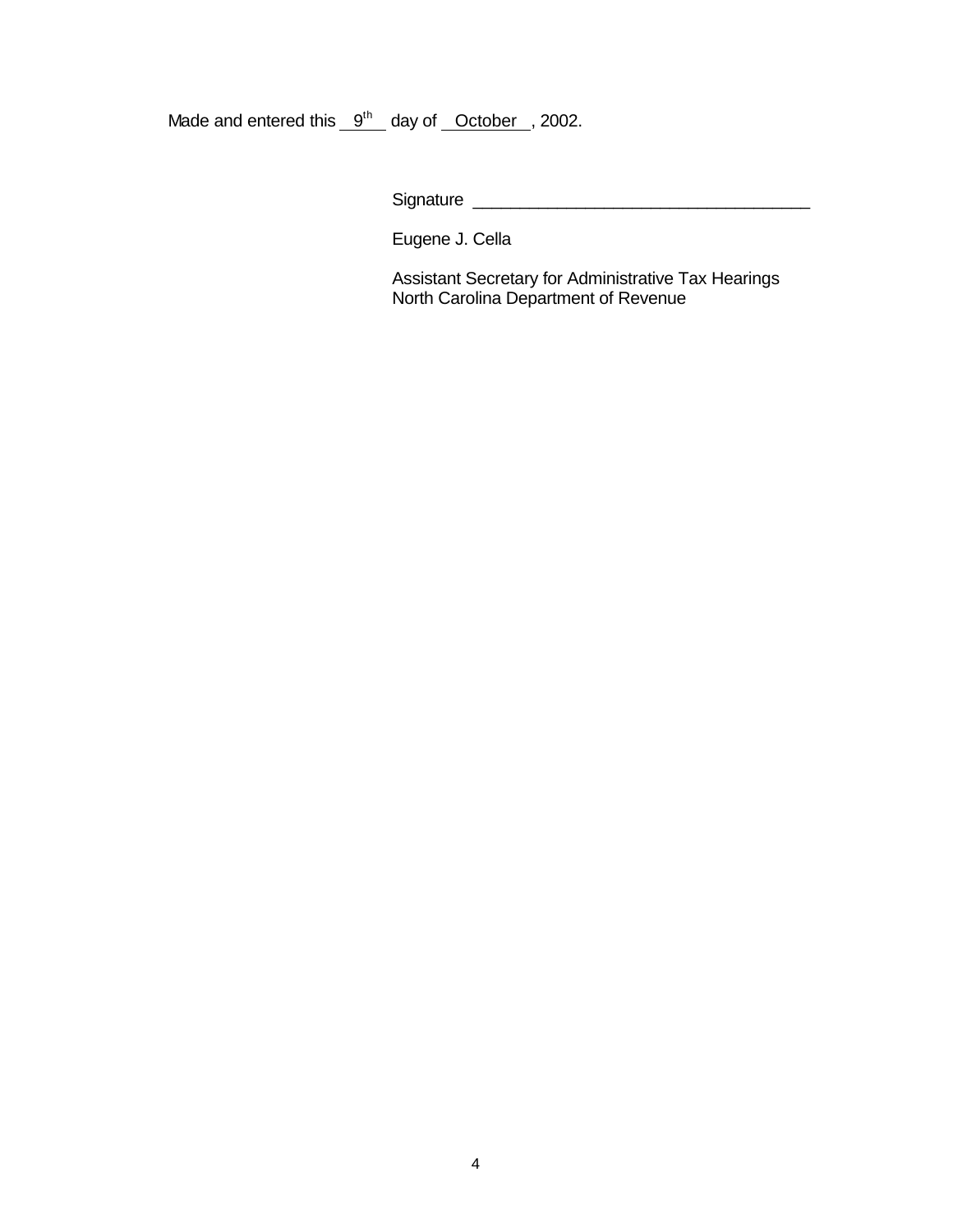Made and entered this 9th day of October, 2002.

Signature ___________________________________

Eugene J. Cella

Assistant Secretary for Administrative Tax Hearings
North Carolina Department of Revenue